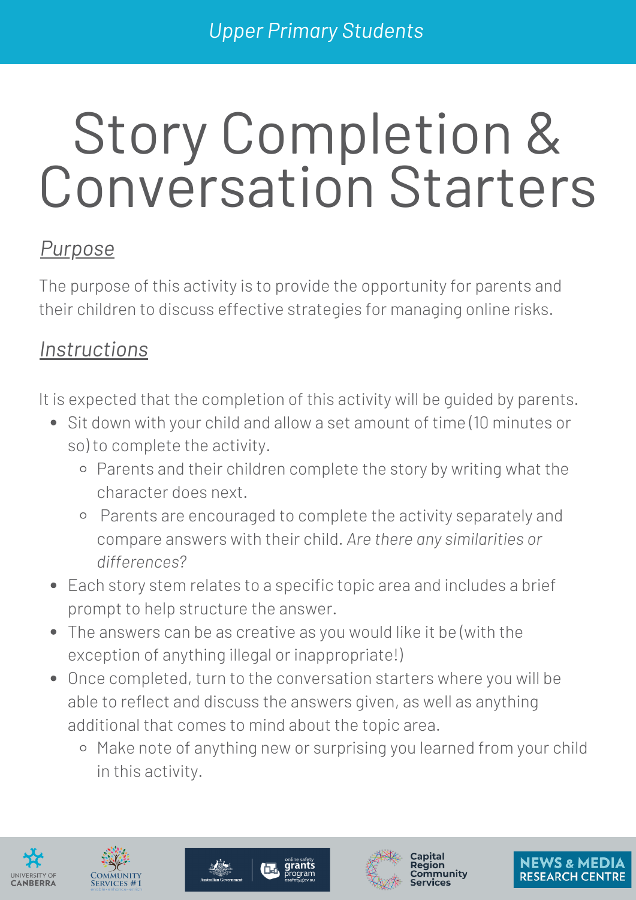Upper Primary Students

# Story Completion & Conversation Starters

## *Purpose*

The purpose of this activity is to provide the opportunity for parents and their children to discuss effective strategies for managing online risks.

## *Instructions*

It is expected that the completion of this activity will be guided by parents.

- Sit down with your child and allow a set amount of time (10 minutes or so) to complete the activity.
  - Parents and their children complete the story by writing what the character does next.
  - Parents are encouraged to complete the activity separately and compare answers with their child. *Are there any similarities or differences?*
- Each story stem relates to a specific topic area and includes a brief prompt to help structure the answer.
- The answers can be as creative as you would like it be (with the exception of anything illegal or inappropriate!)
- Once completed, turn to the conversation starters where you will be able to reflect and discuss the answers given, as well as anything additional that comes to mind about the topic area.
  - Make note of anything new or surprising you learned from your child in this activity.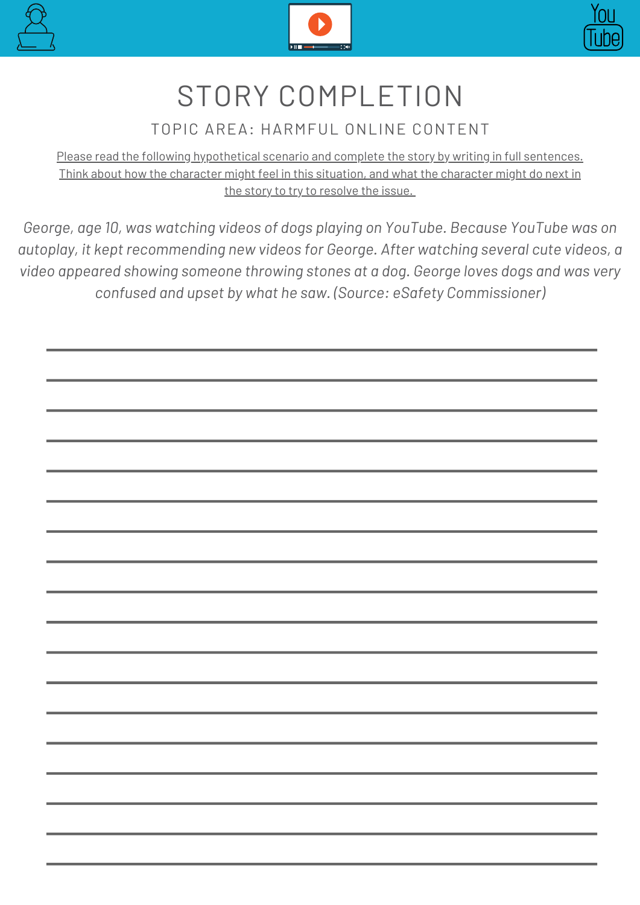# STORY COMPLETION

## TOPIC AREA: HARMFUL ONLINE CONTENT

Please read the following hypothetical scenario and complete the story by writing in full sentences. Think about how the character might feel in this situation, and what the character might do next in the story to try to resolve the issue.

*George, age 10, was watching videos of dogs playing on YouTube. Because YouTube was on autoplay, it kept recommending new videos for George. After watching several cute videos, a video appeared showing someone throwing stones at a dog. George loves dogs and was very confused and upset by what he saw. (Source: eSafety Commissioner)*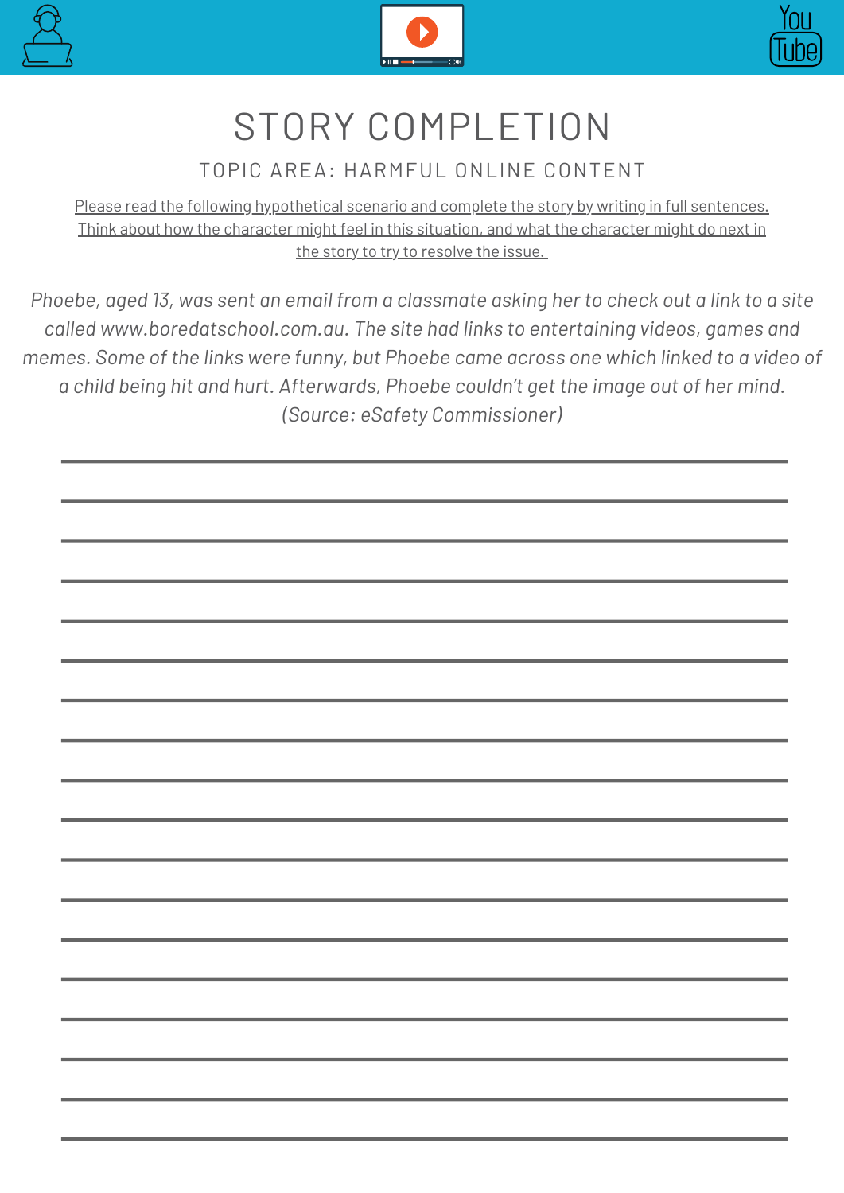# STORY COMPLETION

## TOPIC AREA: HARMFUL ONLINE CONTENT

Please read the following hypothetical scenario and complete the story by writing in full sentences. Think about how the character might feel in this situation, and what the character might do next in the story to try to resolve the issue.

*Phoebe, aged 13, was sent an email from a classmate asking her to check out a link to a site called www.boredatschool.com.au. The site had links to entertaining videos, games and memes. Some of the links were funny, but Phoebe came across one which linked to a video of a child being hit and hurt. Afterwards, Phoebe couldn't get the image out of her mind. (Source: eSafety Commissioner)*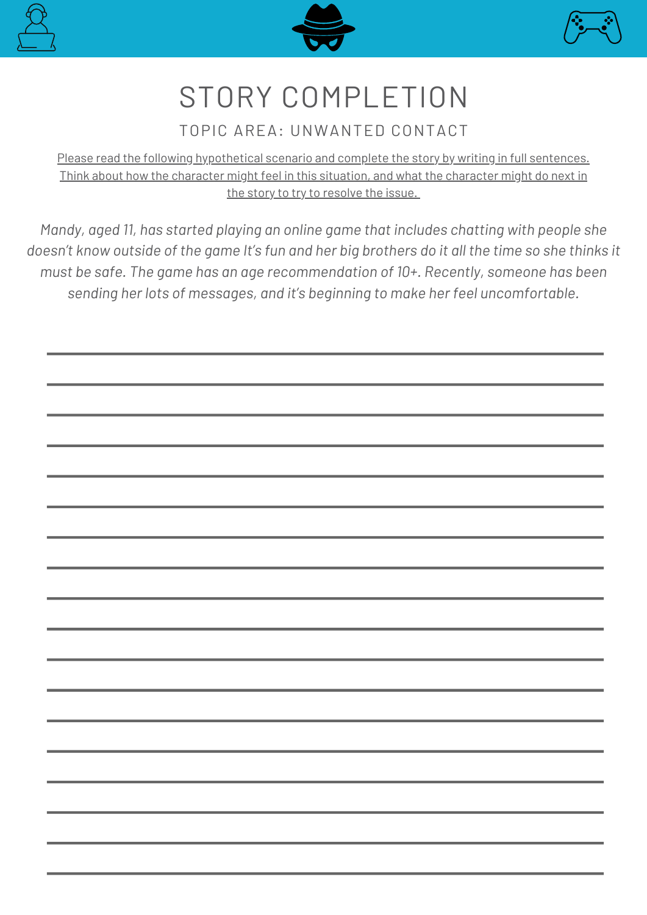# STORY COMPLETION

## TOPIC AREA: UNWANTED CONTACT

Please read the following hypothetical scenario and complete the story by writing in full sentences. Think about how the character might feel in this situation, and what the character might do next in the story to try to resolve the issue.

*Mandy, aged 11, has started playing an online game that includes chatting with people she doesn't know outside of the game It's fun and her big brothers do it all the time so she thinks it must be safe. The game has an age recommendation of 10+. Recently, someone has been sending her lots of messages, and it's beginning to make her feel uncomfortable.*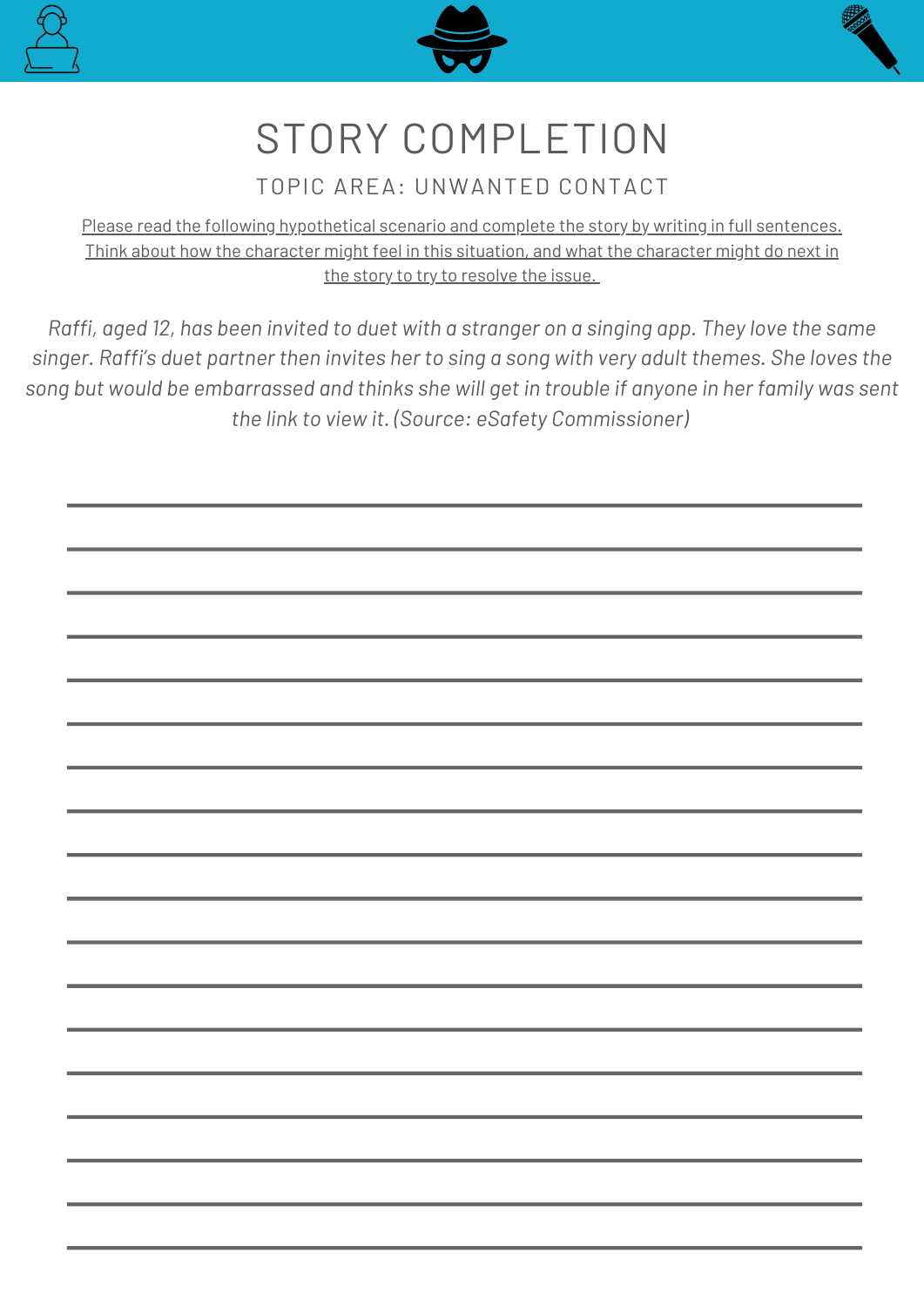# STORY COMPLETION

## TOPIC AREA: UNWANTED CONTACT

Please read the following hypothetical scenario and complete the story by writing in full sentences. Think about how the character might feel in this situation, and what the character might do next in the story to try to resolve the issue.

*Raffi, aged 12, has been invited to duet with a stranger on a singing app. They love the same singer. Raffi's duet partner then invites her to sing a song with very adult themes. She loves the song but would be embarrassed and thinks she will get in trouble if anyone in her family was sent the link to view it. (Source: eSafety Commissioner)*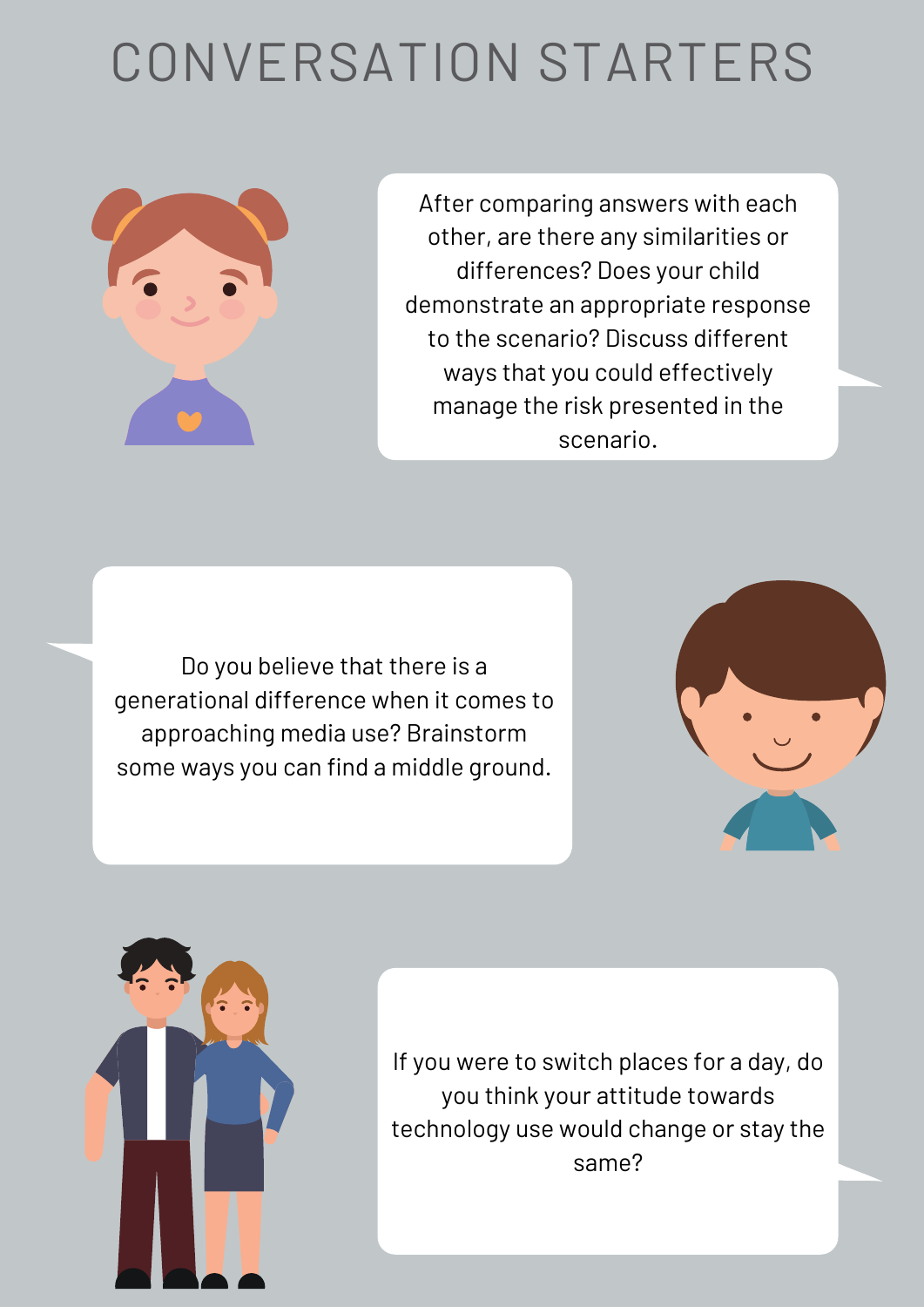# CONVERSATION STARTERS

After comparing answers with each other, are there any similarities or differences? Does your child demonstrate an appropriate response to the scenario? Discuss different ways that you could effectively manage the risk presented in the scenario.

Do you believe that there is a generational difference when it comes to approaching media use? Brainstorm some ways you can find a middle ground.

If you were to switch places for a day, do you think your attitude towards technology use would change or stay the same?